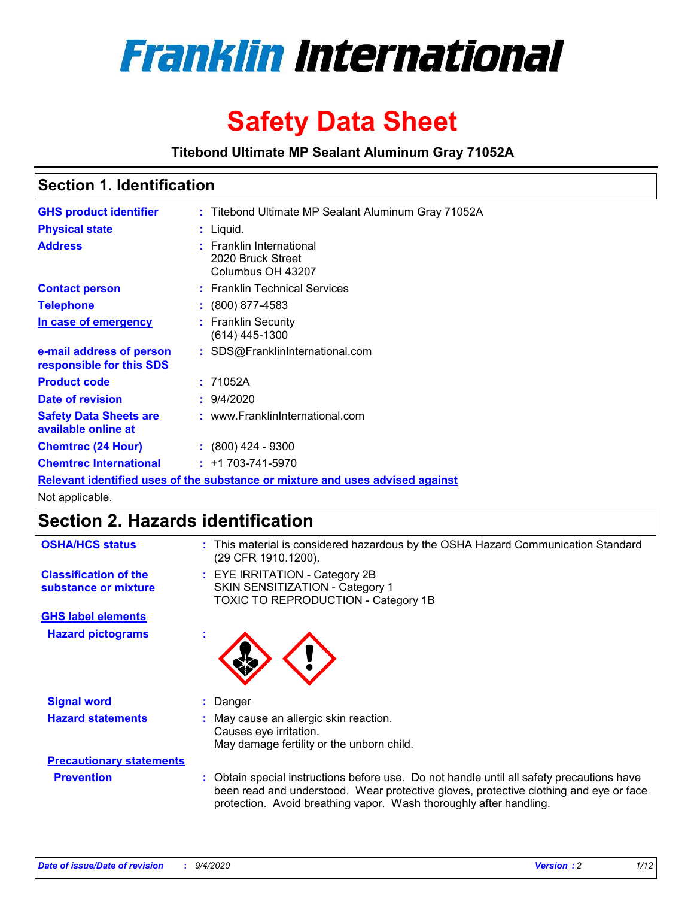# Franklin International

# Safety Data Sheet

**Titebond Ultimate MP Sealant Aluminum Gray 71052A**

## Section 1. Identification

| | | |
|---|---|---|
| **GHS product identifier** | : | Titebond Ultimate MP Sealant Aluminum Gray 71052A |
| **Physical state** | : | Liquid. |
| **Address** | : | Franklin International<br>2020 Bruck Street<br>Columbus OH 43207 |
| **Contact person** | : | Franklin Technical Services |
| **Telephone** | : | (800) 877-4583 |
| **In case of emergency** | : | Franklin Security<br>(614) 445-1300 |
| **e-mail address of person responsible for this SDS** | : | SDS@FranklinInternational.com |
| **Product code** | : | 71052A |
| **Date of revision** | : | 9/4/2020 |
| **Safety Data Sheets are available online at** | : | www.FranklinInternational.com |
| **Chemtrec (24 Hour)** | : | (800) 424 - 9300 |
| **Chemtrec International** | : | +1 703-741-5970 |

**Relevant identified uses of the substance or mixture and uses advised against**

Not applicable.

## Section 2. Hazards identification

| | | |
|---|---|---|
| **OSHA/HCS status** | : | This material is considered hazardous by the OSHA Hazard Communication Standard (29 CFR 1910.1200). |
| **Classification of the substance or mixture** | : | EYE IRRITATION - Category 2B<br>SKIN SENSITIZATION - Category 1<br>TOXIC TO REPRODUCTION - Category 1B |

**GHS label elements**

| | | |
|---|---|---|
| **Hazard pictograms** | : | |
| **Signal word** | : | Danger |
| **Hazard statements** | : | May cause an allergic skin reaction.<br>Causes eye irritation.<br>May damage fertility or the unborn child. |

**Precautionary statements**

| | | |
|---|---|---|
| **Prevention** | : | Obtain special instructions before use. Do not handle until all safety precautions have been read and understood. Wear protective gloves, protective clothing and eye or face protection. Avoid breathing vapor. Wash thoroughly after handling. |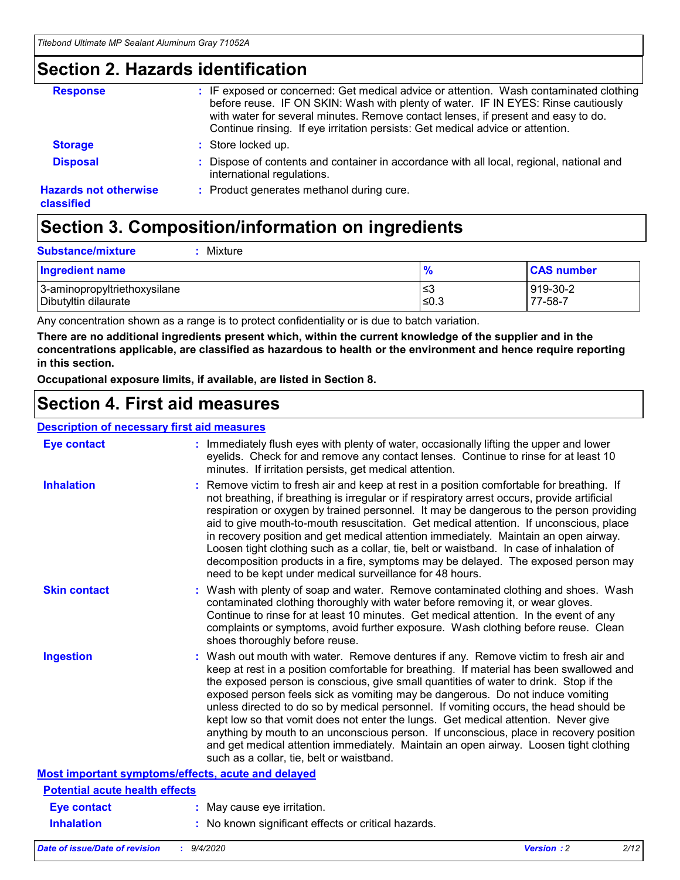## Section 2. Hazards identification

**Response** : IF exposed or concerned: Get medical advice or attention. Wash contaminated clothing before reuse. IF ON SKIN: Wash with plenty of water. IF IN EYES: Rinse cautiously with water for several minutes. Remove contact lenses, if present and easy to do. Continue rinsing. If eye irritation persists: Get medical advice or attention.

**Storage** : Store locked up.

**Disposal** : Dispose of contents and container in accordance with all local, regional, national and international regulations.

**Hazards not otherwise classified** : Product generates methanol during cure.

## Section 3. Composition/information on ingredients

**Substance/mixture** : Mixture

| Ingredient name | % | CAS number |
|---|---|---|
| 3-aminopropyltriethoxysilane | ≤3 | 919-30-2 |
| Dibutyltin dilaurate | ≤0.3 | 77-58-7 |

Any concentration shown as a range is to protect confidentiality or is due to batch variation.

**There are no additional ingredients present which, within the current knowledge of the supplier and in the concentrations applicable, are classified as hazardous to health or the environment and hence require reporting in this section.**

**Occupational exposure limits, if available, are listed in Section 8.**

## Section 4. First aid measures

**Description of necessary first aid measures**

**Eye contact** : Immediately flush eyes with plenty of water, occasionally lifting the upper and lower eyelids. Check for and remove any contact lenses. Continue to rinse for at least 10 minutes. If irritation persists, get medical attention.

**Inhalation** : Remove victim to fresh air and keep at rest in a position comfortable for breathing. If not breathing, if breathing is irregular or if respiratory arrest occurs, provide artificial respiration or oxygen by trained personnel. It may be dangerous to the person providing aid to give mouth-to-mouth resuscitation. Get medical attention. If unconscious, place in recovery position and get medical attention immediately. Maintain an open airway. Loosen tight clothing such as a collar, tie, belt or waistband. In case of inhalation of decomposition products in a fire, symptoms may be delayed. The exposed person may need to be kept under medical surveillance for 48 hours.

**Skin contact** : Wash with plenty of soap and water. Remove contaminated clothing and shoes. Wash contaminated clothing thoroughly with water before removing it, or wear gloves. Continue to rinse for at least 10 minutes. Get medical attention. In the event of any complaints or symptoms, avoid further exposure. Wash clothing before reuse. Clean shoes thoroughly before reuse.

**Ingestion** : Wash out mouth with water. Remove dentures if any. Remove victim to fresh air and keep at rest in a position comfortable for breathing. If material has been swallowed and the exposed person is conscious, give small quantities of water to drink. Stop if the exposed person feels sick as vomiting may be dangerous. Do not induce vomiting unless directed to do so by medical personnel. If vomiting occurs, the head should be kept low so that vomit does not enter the lungs. Get medical attention. Never give anything by mouth to an unconscious person. If unconscious, place in recovery position and get medical attention immediately. Maintain an open airway. Loosen tight clothing such as a collar, tie, belt or waistband.

**Most important symptoms/effects, acute and delayed**

**Potential acute health effects**

**Eye contact** : May cause eye irritation.

**Inhalation** : No known significant effects or critical hazards.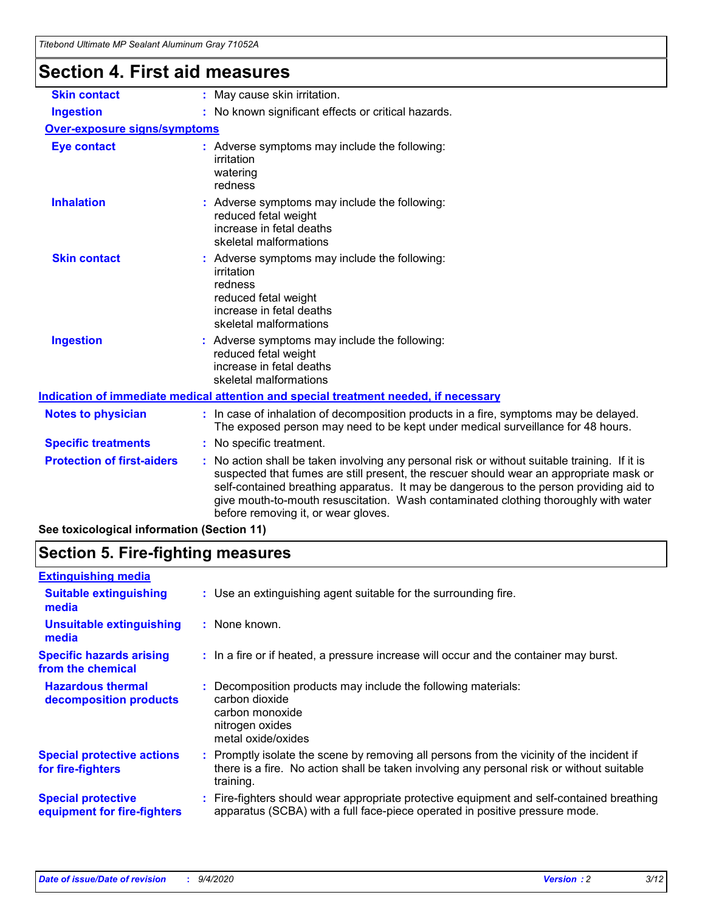## Section 4. First aid measures

| | |
|---|---|
| **Skin contact** | : May cause skin irritation. |
| **Ingestion** | : No known significant effects or critical hazards. |

**Over-exposure signs/symptoms**

| | |
|---|---|
| **Eye contact** | : Adverse symptoms may include the following:<br>irritation<br>watering<br>redness |
| **Inhalation** | : Adverse symptoms may include the following:<br>reduced fetal weight<br>increase in fetal deaths<br>skeletal malformations |
| **Skin contact** | : Adverse symptoms may include the following:<br>irritation<br>redness<br>reduced fetal weight<br>increase in fetal deaths<br>skeletal malformations |
| **Ingestion** | : Adverse symptoms may include the following:<br>reduced fetal weight<br>increase in fetal deaths<br>skeletal malformations |

**Indication of immediate medical attention and special treatment needed, if necessary**

| | |
|---|---|
| **Notes to physician** | : In case of inhalation of decomposition products in a fire, symptoms may be delayed. The exposed person may need to be kept under medical surveillance for 48 hours. |
| **Specific treatments** | : No specific treatment. |
| **Protection of first-aiders** | : No action shall be taken involving any personal risk or without suitable training. If it is suspected that fumes are still present, the rescuer should wear an appropriate mask or self-contained breathing apparatus. It may be dangerous to the person providing aid to give mouth-to-mouth resuscitation. Wash contaminated clothing thoroughly with water before removing it, or wear gloves. |

**See toxicological information (Section 11)**

## Section 5. Fire-fighting measures

**Extinguishing media**

| | |
|---|---|
| **Suitable extinguishing media** | : Use an extinguishing agent suitable for the surrounding fire. |
| **Unsuitable extinguishing media** | : None known. |
| **Specific hazards arising from the chemical** | : In a fire or if heated, a pressure increase will occur and the container may burst. |
| **Hazardous thermal decomposition products** | : Decomposition products may include the following materials:<br>carbon dioxide<br>carbon monoxide<br>nitrogen oxides<br>metal oxide/oxides |
| **Special protective actions for fire-fighters** | : Promptly isolate the scene by removing all persons from the vicinity of the incident if there is a fire. No action shall be taken involving any personal risk or without suitable training. |
| **Special protective equipment for fire-fighters** | : Fire-fighters should wear appropriate protective equipment and self-contained breathing apparatus (SCBA) with a full face-piece operated in positive pressure mode. |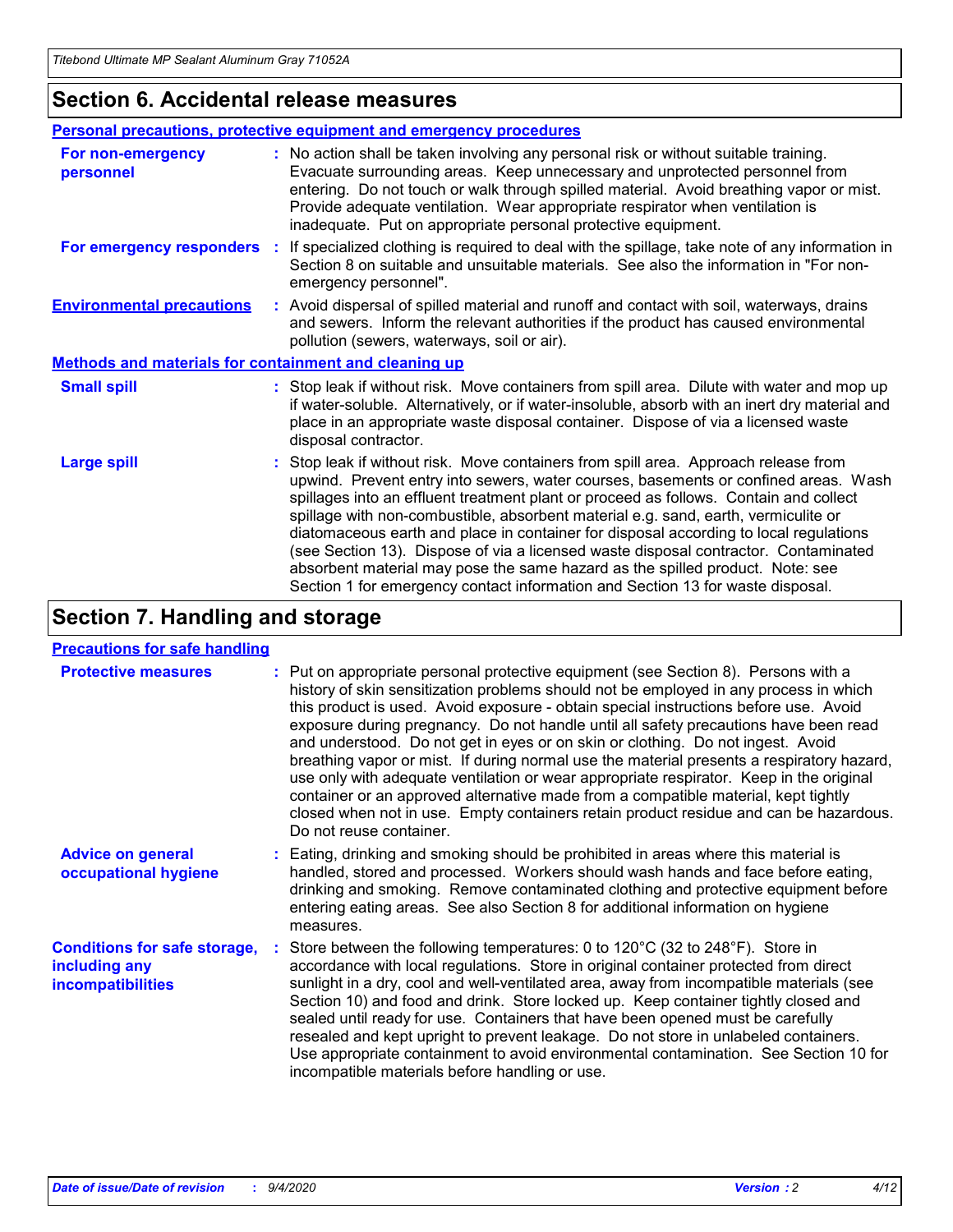## Section 6. Accidental release measures

### Personal precautions, protective equipment and emergency procedures

**For non-emergency personnel** : No action shall be taken involving any personal risk or without suitable training. Evacuate surrounding areas. Keep unnecessary and unprotected personnel from entering. Do not touch or walk through spilled material. Avoid breathing vapor or mist. Provide adequate ventilation. Wear appropriate respirator when ventilation is inadequate. Put on appropriate personal protective equipment.

**For emergency responders** : If specialized clothing is required to deal with the spillage, take note of any information in Section 8 on suitable and unsuitable materials. See also the information in "For non-emergency personnel".

**Environmental precautions** : Avoid dispersal of spilled material and runoff and contact with soil, waterways, drains and sewers. Inform the relevant authorities if the product has caused environmental pollution (sewers, waterways, soil or air).

### Methods and materials for containment and cleaning up

**Small spill** : Stop leak if without risk. Move containers from spill area. Dilute with water and mop up if water-soluble. Alternatively, or if water-insoluble, absorb with an inert dry material and place in an appropriate waste disposal container. Dispose of via a licensed waste disposal contractor.

**Large spill** : Stop leak if without risk. Move containers from spill area. Approach release from upwind. Prevent entry into sewers, water courses, basements or confined areas. Wash spillages into an effluent treatment plant or proceed as follows. Contain and collect spillage with non-combustible, absorbent material e.g. sand, earth, vermiculite or diatomaceous earth and place in container for disposal according to local regulations (see Section 13). Dispose of via a licensed waste disposal contractor. Contaminated absorbent material may pose the same hazard as the spilled product. Note: see Section 1 for emergency contact information and Section 13 for waste disposal.

## Section 7. Handling and storage

### Precautions for safe handling

**Protective measures** : Put on appropriate personal protective equipment (see Section 8). Persons with a history of skin sensitization problems should not be employed in any process in which this product is used. Avoid exposure - obtain special instructions before use. Avoid exposure during pregnancy. Do not handle until all safety precautions have been read and understood. Do not get in eyes or on skin or clothing. Do not ingest. Avoid breathing vapor or mist. If during normal use the material presents a respiratory hazard, use only with adequate ventilation or wear appropriate respirator. Keep in the original container or an approved alternative made from a compatible material, kept tightly closed when not in use. Empty containers retain product residue and can be hazardous. Do not reuse container.

**Advice on general occupational hygiene** : Eating, drinking and smoking should be prohibited in areas where this material is handled, stored and processed. Workers should wash hands and face before eating, drinking and smoking. Remove contaminated clothing and protective equipment before entering eating areas. See also Section 8 for additional information on hygiene measures.

**Conditions for safe storage, including any incompatibilities** : Store between the following temperatures: 0 to 120°C (32 to 248°F). Store in accordance with local regulations. Store in original container protected from direct sunlight in a dry, cool and well-ventilated area, away from incompatible materials (see Section 10) and food and drink. Store locked up. Keep container tightly closed and sealed until ready for use. Containers that have been opened must be carefully resealed and kept upright to prevent leakage. Do not store in unlabeled containers. Use appropriate containment to avoid environmental contamination. See Section 10 for incompatible materials before handling or use.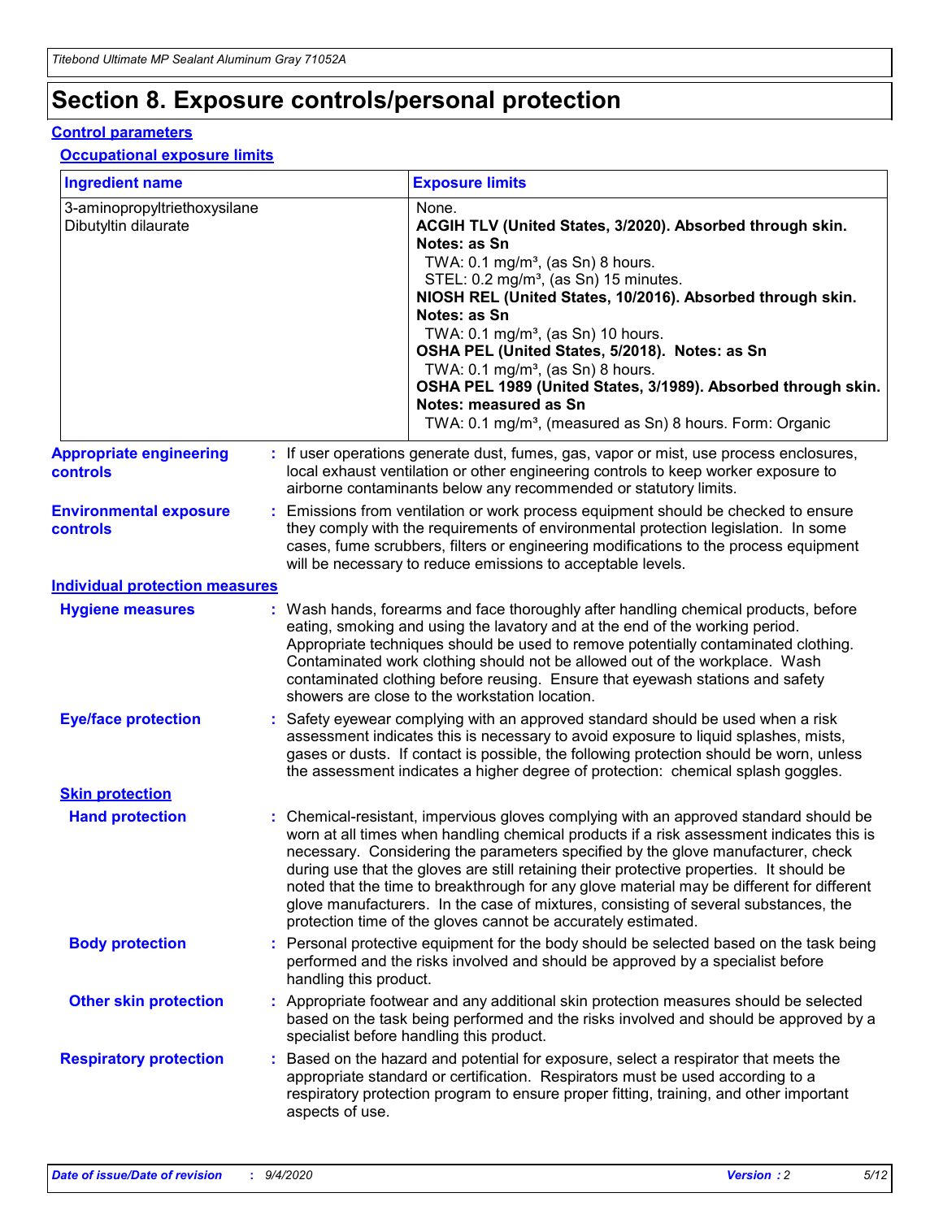# Section 8. Exposure controls/personal protection

## Control parameters

### Occupational exposure limits

| Ingredient name | Exposure limits |
| --- | --- |
| 3-aminopropyltriethoxysilane | None. |
| Dibutyltin dilaurate | **ACGIH TLV (United States, 3/2020). Absorbed through skin. Notes: as Sn**<br>TWA: 0.1 mg/m³, (as Sn) 8 hours.<br>STEL: 0.2 mg/m³, (as Sn) 15 minutes.<br>**NIOSH REL (United States, 10/2016). Absorbed through skin. Notes: as Sn**<br>TWA: 0.1 mg/m³, (as Sn) 10 hours.<br>**OSHA PEL (United States, 5/2018). Notes: as Sn**<br>TWA: 0.1 mg/m³, (as Sn) 8 hours.<br>**OSHA PEL 1989 (United States, 3/1989). Absorbed through skin. Notes: measured as Sn**<br>TWA: 0.1 mg/m³, (measured as Sn) 8 hours. Form: Organic |

**Appropriate engineering controls** : If user operations generate dust, fumes, gas, vapor or mist, use process enclosures, local exhaust ventilation or other engineering controls to keep worker exposure to airborne contaminants below any recommended or statutory limits.

**Environmental exposure controls** : Emissions from ventilation or work process equipment should be checked to ensure they comply with the requirements of environmental protection legislation. In some cases, fume scrubbers, filters or engineering modifications to the process equipment will be necessary to reduce emissions to acceptable levels.

## Individual protection measures

**Hygiene measures** : Wash hands, forearms and face thoroughly after handling chemical products, before eating, smoking and using the lavatory and at the end of the working period. Appropriate techniques should be used to remove potentially contaminated clothing. Contaminated work clothing should not be allowed out of the workplace. Wash contaminated clothing before reusing. Ensure that eyewash stations and safety showers are close to the workstation location.

**Eye/face protection** : Safety eyewear complying with an approved standard should be used when a risk assessment indicates this is necessary to avoid exposure to liquid splashes, mists, gases or dusts. If contact is possible, the following protection should be worn, unless the assessment indicates a higher degree of protection: chemical splash goggles.

### Skin protection

**Hand protection** : Chemical-resistant, impervious gloves complying with an approved standard should be worn at all times when handling chemical products if a risk assessment indicates this is necessary. Considering the parameters specified by the glove manufacturer, check during use that the gloves are still retaining their protective properties. It should be noted that the time to breakthrough for any glove material may be different for different glove manufacturers. In the case of mixtures, consisting of several substances, the protection time of the gloves cannot be accurately estimated.

**Body protection** : Personal protective equipment for the body should be selected based on the task being performed and the risks involved and should be approved by a specialist before handling this product.

**Other skin protection** : Appropriate footwear and any additional skin protection measures should be selected based on the task being performed and the risks involved and should be approved by a specialist before handling this product.

**Respiratory protection** : Based on the hazard and potential for exposure, select a respirator that meets the appropriate standard or certification. Respirators must be used according to a respiratory protection program to ensure proper fitting, training, and other important aspects of use.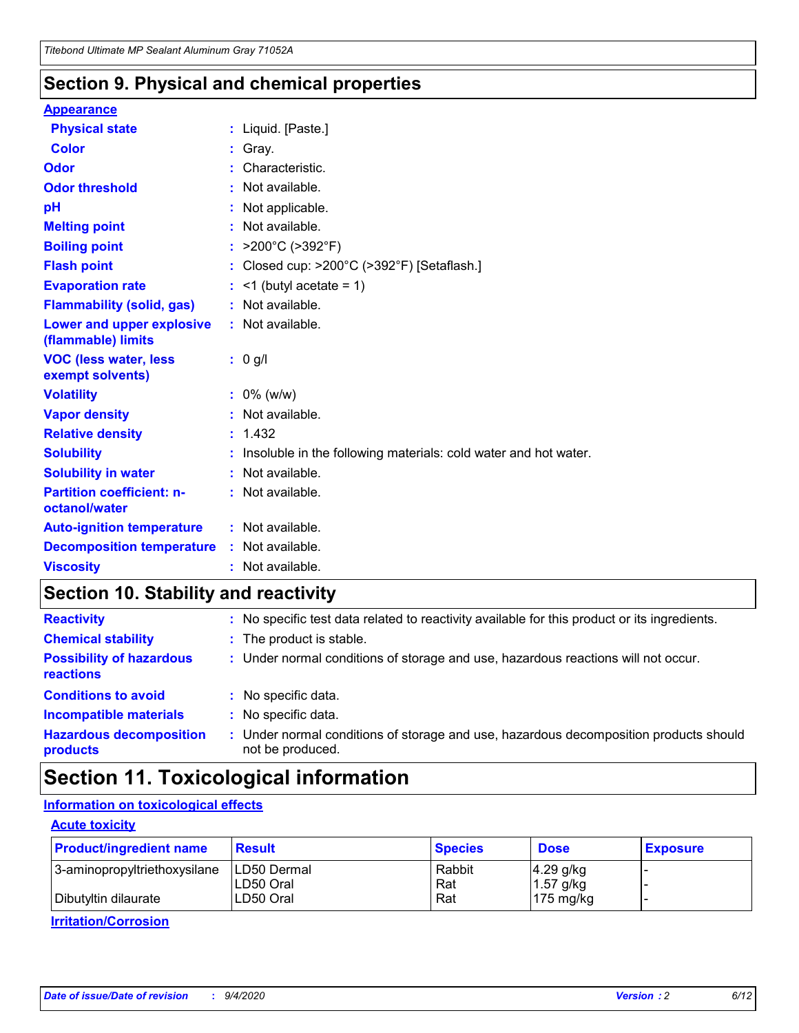## Section 9. Physical and chemical properties

### Appearance

| | |
|---|---|
| **Physical state** | : Liquid. [Paste.] |
| **Color** | : Gray. |
| **Odor** | : Characteristic. |
| **Odor threshold** | : Not available. |
| **pH** | : Not applicable. |
| **Melting point** | : Not available. |
| **Boiling point** | : >200°C (>392°F) |
| **Flash point** | : Closed cup: >200°C (>392°F) [Setaflash.] |
| **Evaporation rate** | : <1 (butyl acetate = 1) |
| **Flammability (solid, gas)** | : Not available. |
| **Lower and upper explosive (flammable) limits** | : Not available. |
| **VOC (less water, less exempt solvents)** | : 0 g/l |
| **Volatility** | : 0% (w/w) |
| **Vapor density** | : Not available. |
| **Relative density** | : 1.432 |
| **Solubility** | : Insoluble in the following materials: cold water and hot water. |
| **Solubility in water** | : Not available. |
| **Partition coefficient: n-octanol/water** | : Not available. |
| **Auto-ignition temperature** | : Not available. |
| **Decomposition temperature** | : Not available. |
| **Viscosity** | : Not available. |

## Section 10. Stability and reactivity

| | |
|---|---|
| **Reactivity** | : No specific test data related to reactivity available for this product or its ingredients. |
| **Chemical stability** | : The product is stable. |
| **Possibility of hazardous reactions** | : Under normal conditions of storage and use, hazardous reactions will not occur. |
| **Conditions to avoid** | : No specific data. |
| **Incompatible materials** | : No specific data. |
| **Hazardous decomposition products** | : Under normal conditions of storage and use, hazardous decomposition products should not be produced. |

## Section 11. Toxicological information

### Information on toxicological effects

#### Acute toxicity

| Product/ingredient name | Result | Species | Dose | Exposure |
|---|---|---|---|---|
| 3-aminopropyltriethoxysilane | LD50 Dermal | Rabbit | 4.29 g/kg | - |
| | LD50 Oral | Rat | 1.57 g/kg | - |
| Dibutyltin dilaurate | LD50 Oral | Rat | 175 mg/kg | - |

#### Irritation/Corrosion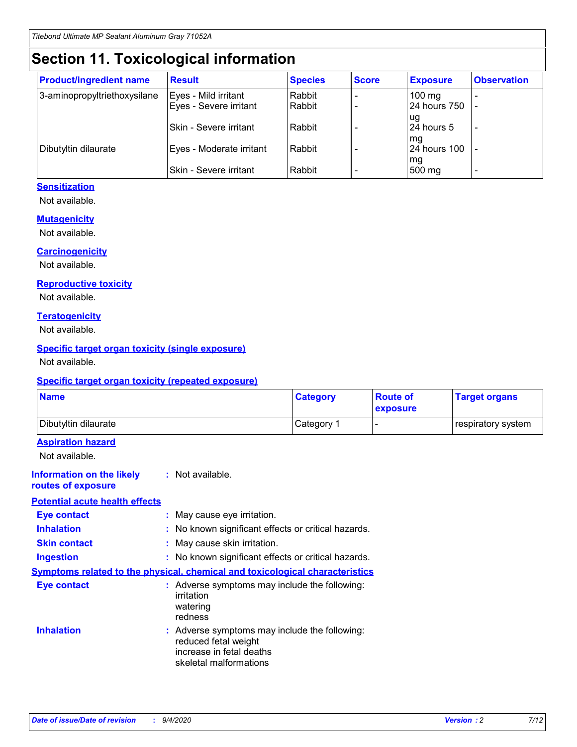# Section 11. Toxicological information

| Product/ingredient name | Result | Species | Score | Exposure | Observation |
|---|---|---|---|---|---|
| 3-aminopropyltriethoxysilane | Eyes - Mild irritant | Rabbit | - | 100 mg | - |
| | Eyes - Severe irritant | Rabbit | - | 24 hours 750 ug | - |
| | Skin - Severe irritant | Rabbit | - | 24 hours 5 mg | - |
| Dibutyltin dilaurate | Eyes - Moderate irritant | Rabbit | - | 24 hours 100 mg | - |
| | Skin - Severe irritant | Rabbit | - | 500 mg | - |

### Sensitization

Not available.

### Mutagenicity

Not available.

### Carcinogenicity

Not available.

### Reproductive toxicity

Not available.

### Teratogenicity

Not available.

### Specific target organ toxicity (single exposure)

Not available.

### Specific target organ toxicity (repeated exposure)

| Name | Category | Route of exposure | Target organs |
|---|---|---|---|
| Dibutyltin dilaurate | Category 1 | - | respiratory system |

### Aspiration hazard

Not available.

**Information on the likely routes of exposure** : Not available.

### Potential acute health effects

**Eye contact** : May cause eye irritation.

**Inhalation** : No known significant effects or critical hazards.

**Skin contact** : May cause skin irritation.

**Ingestion** : No known significant effects or critical hazards.

### Symptoms related to the physical, chemical and toxicological characteristics

**Eye contact** : Adverse symptoms may include the following:
irritation
watering
redness

**Inhalation** : Adverse symptoms may include the following:
reduced fetal weight
increase in fetal deaths
skeletal malformations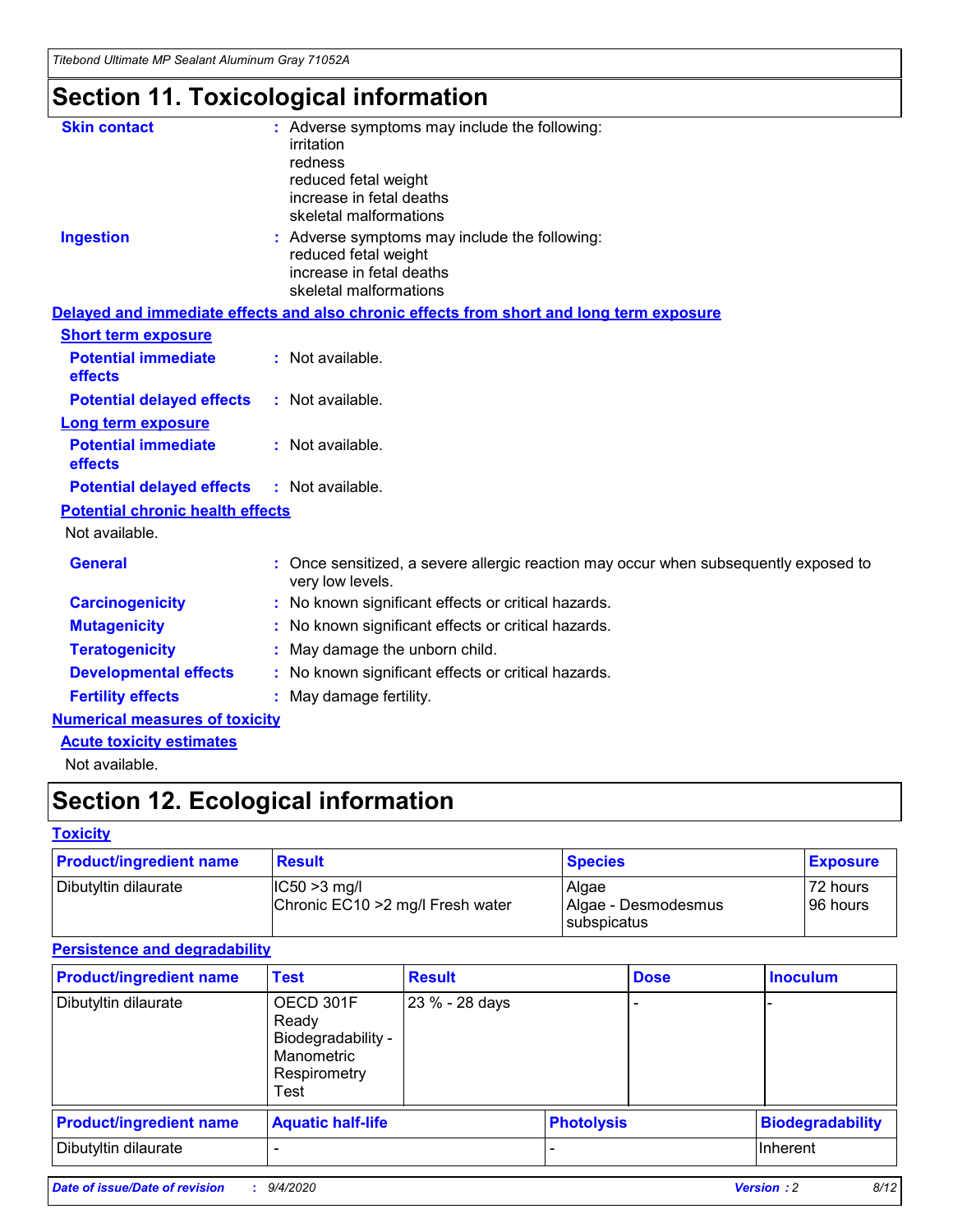# Section 11. Toxicological information

**Skin contact** : Adverse symptoms may include the following:
irritation
redness
reduced fetal weight
increase in fetal deaths
skeletal malformations

**Ingestion** : Adverse symptoms may include the following:
reduced fetal weight
increase in fetal deaths
skeletal malformations

**Delayed and immediate effects and also chronic effects from short and long term exposure**

**Short term exposure**

**Potential immediate effects** : Not available.

**Potential delayed effects** : Not available.

**Long term exposure**

**Potential immediate effects** : Not available.

**Potential delayed effects** : Not available.

**Potential chronic health effects**

Not available.

**General** : Once sensitized, a severe allergic reaction may occur when subsequently exposed to very low levels.

**Carcinogenicity** : No known significant effects or critical hazards.

**Mutagenicity** : No known significant effects or critical hazards.

**Teratogenicity** : May damage the unborn child.

**Developmental effects** : No known significant effects or critical hazards.

**Fertility effects** : May damage fertility.

**Numerical measures of toxicity**

**Acute toxicity estimates**

Not available.

# Section 12. Ecological information

**Toxicity**

| Product/ingredient name | Result | Species | Exposure |
|---|---|---|---|
| Dibutyltin dilaurate | IC50 >3 mg/l<br>Chronic EC10 >2 mg/l Fresh water | Algae<br>Algae - Desmodesmus subspicatus | 72 hours<br>96 hours |

**Persistence and degradability**

| Product/ingredient name | Test | Result | Dose | Inoculum |
|---|---|---|---|---|
| Dibutyltin dilaurate | OECD 301F Ready Biodegradability - Manometric Respirometry Test | 23 % - 28 days | - | - |

| Product/ingredient name | Aquatic half-life | Photolysis | Biodegradability |
|---|---|---|---|
| Dibutyltin dilaurate | - | - | Inherent |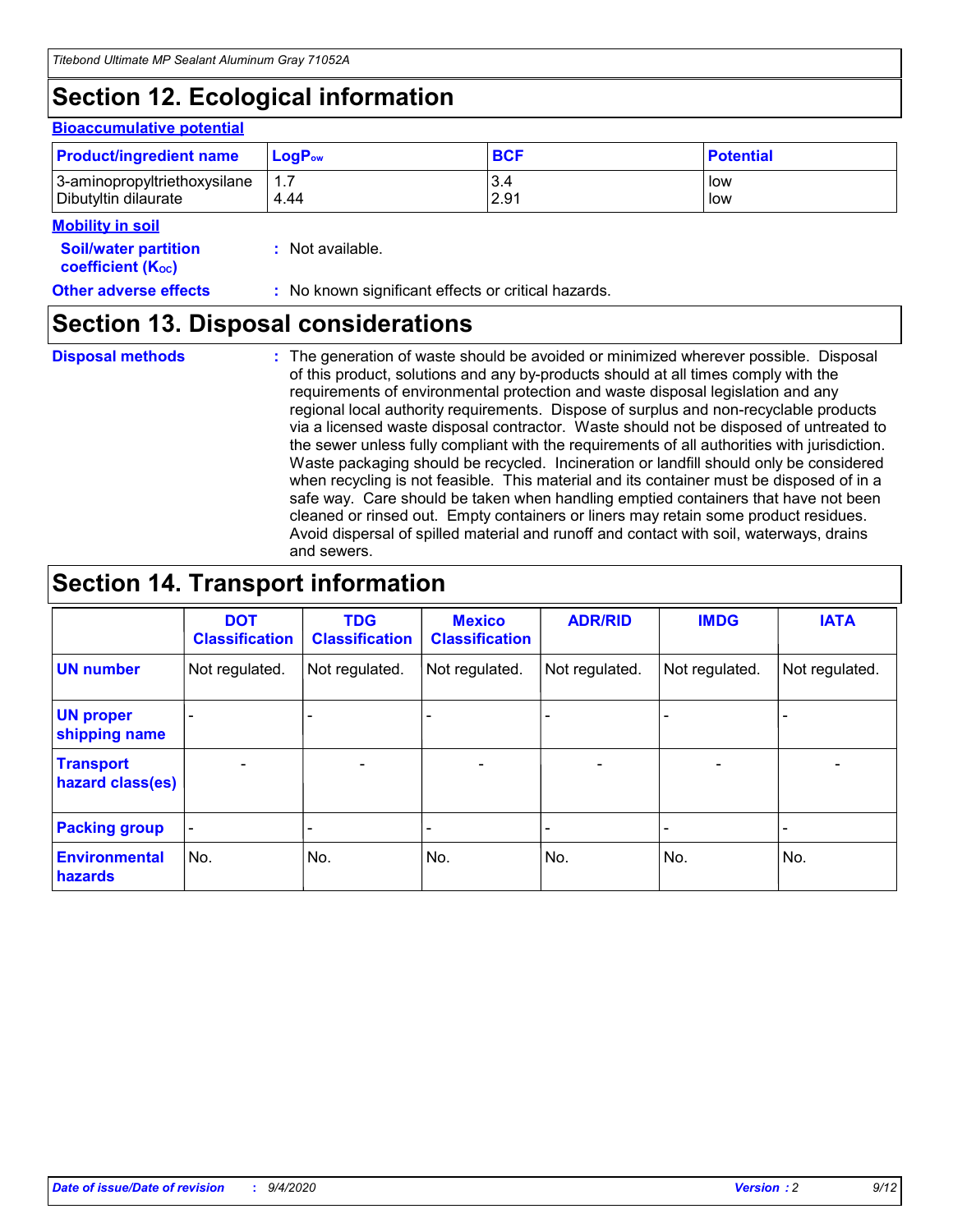# Section 12. Ecological information

**Bioaccumulative potential**

| Product/ingredient name | $LogP_{ow}$ | BCF | Potential |
|---|---|---|---|
| 3-aminopropyltriethoxysilane | 1.7 | 3.4 | low |
| Dibutyltin dilaurate | 4.44 | 2.91 | low |

**Mobility in soil**

**Soil/water partition coefficient ($K_{OC}$)** : Not available.

**Other adverse effects** : No known significant effects or critical hazards.

# Section 13. Disposal considerations

**Disposal methods** : The generation of waste should be avoided or minimized wherever possible. Disposal of this product, solutions and any by-products should at all times comply with the requirements of environmental protection and waste disposal legislation and any regional local authority requirements. Dispose of surplus and non-recyclable products via a licensed waste disposal contractor. Waste should not be disposed of untreated to the sewer unless fully compliant with the requirements of all authorities with jurisdiction. Waste packaging should be recycled. Incineration or landfill should only be considered when recycling is not feasible. This material and its container must be disposed of in a safe way. Care should be taken when handling emptied containers that have not been cleaned or rinsed out. Empty containers or liners may retain some product residues. Avoid dispersal of spilled material and runoff and contact with soil, waterways, drains and sewers.

# Section 14. Transport information

| | DOT Classification | TDG Classification | Mexico Classification | ADR/RID | IMDG | IATA |
|---|---|---|---|---|---|---|
| **UN number** | Not regulated. | Not regulated. | Not regulated. | Not regulated. | Not regulated. | Not regulated. |
| **UN proper shipping name** | - | - | - | - | - | - |
| **Transport hazard class(es)** | - | - | - | - | - | - |
| **Packing group** | - | - | - | - | - | - |
| **Environmental hazards** | No. | No. | No. | No. | No. | No. |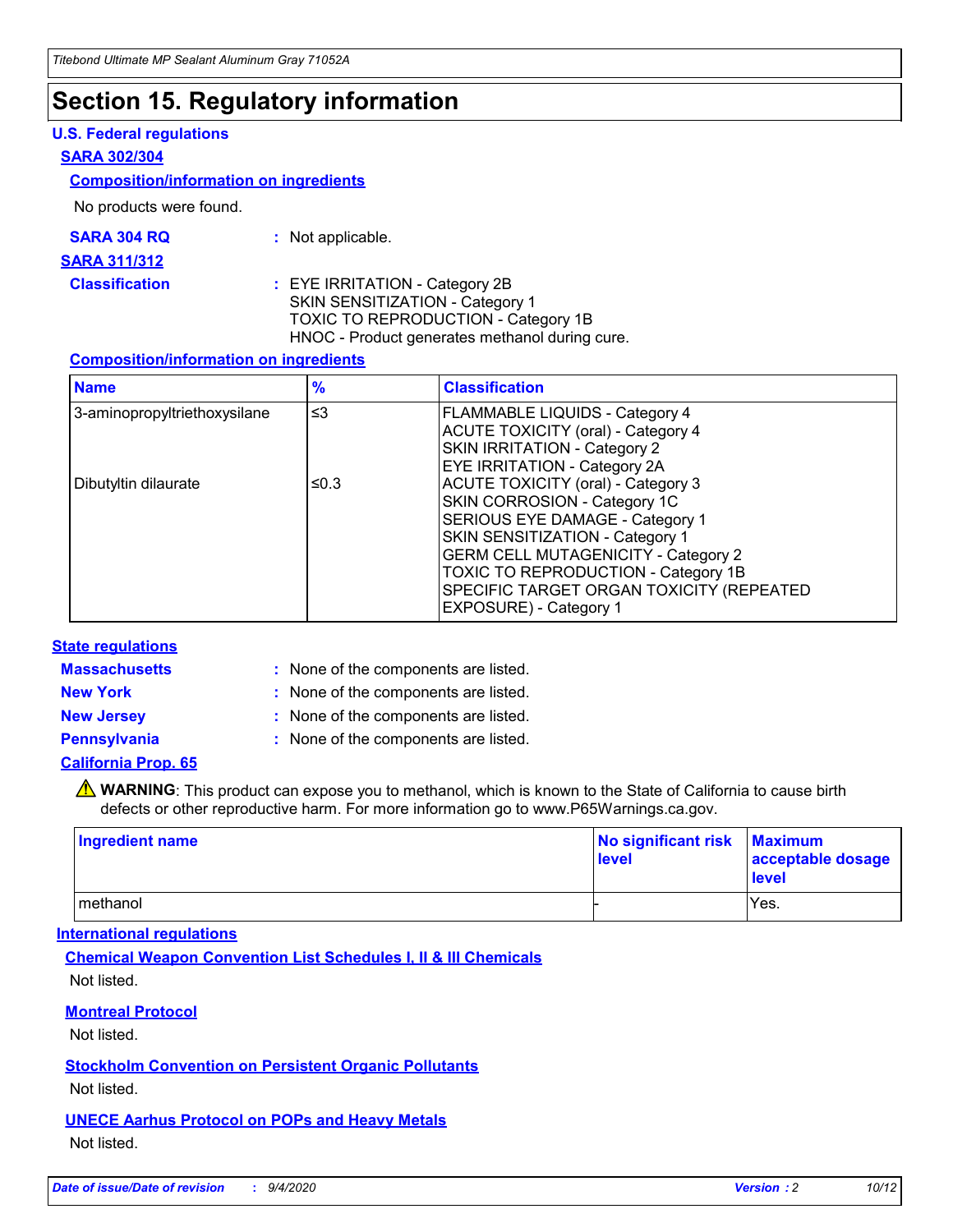# Section 15. Regulatory information

### U.S. Federal regulations

**SARA 302/304**

**Composition/information on ingredients**

No products were found.

**SARA 304 RQ** : Not applicable.

**SARA 311/312**

**Classification** : EYE IRRITATION - Category 2B
SKIN SENSITIZATION - Category 1
TOXIC TO REPRODUCTION - Category 1B
HNOC - Product generates methanol during cure.

**Composition/information on ingredients**

| Name | % | Classification |
|---|---|---|
| 3-aminopropyltriethoxysilane | ≤3 | FLAMMABLE LIQUIDS - Category 4<br>ACUTE TOXICITY (oral) - Category 4<br>SKIN IRRITATION - Category 2<br>EYE IRRITATION - Category 2A |
| Dibutyltin dilaurate | ≤0.3 | ACUTE TOXICITY (oral) - Category 3<br>SKIN CORROSION - Category 1C<br>SERIOUS EYE DAMAGE - Category 1<br>SKIN SENSITIZATION - Category 1<br>GERM CELL MUTAGENICITY - Category 2<br>TOXIC TO REPRODUCTION - Category 1B<br>SPECIFIC TARGET ORGAN TOXICITY (REPEATED EXPOSURE) - Category 1 |

### State regulations

**Massachusetts** : None of the components are listed.

**New York** : None of the components are listed.

**New Jersey** : None of the components are listed.

**Pennsylvania** : None of the components are listed.

**California Prop. 65**

⚠ **WARNING**: This product can expose you to methanol, which is known to the State of California to cause birth defects or other reproductive harm. For more information go to www.P65Warnings.ca.gov.

| Ingredient name | No significant risk level | Maximum acceptable dosage level |
|---|---|---|
| methanol | - | Yes. |

### International regulations

**Chemical Weapon Convention List Schedules I, II & III Chemicals**

Not listed.

**Montreal Protocol**

Not listed.

**Stockholm Convention on Persistent Organic Pollutants**

Not listed.

**UNECE Aarhus Protocol on POPs and Heavy Metals**

Not listed.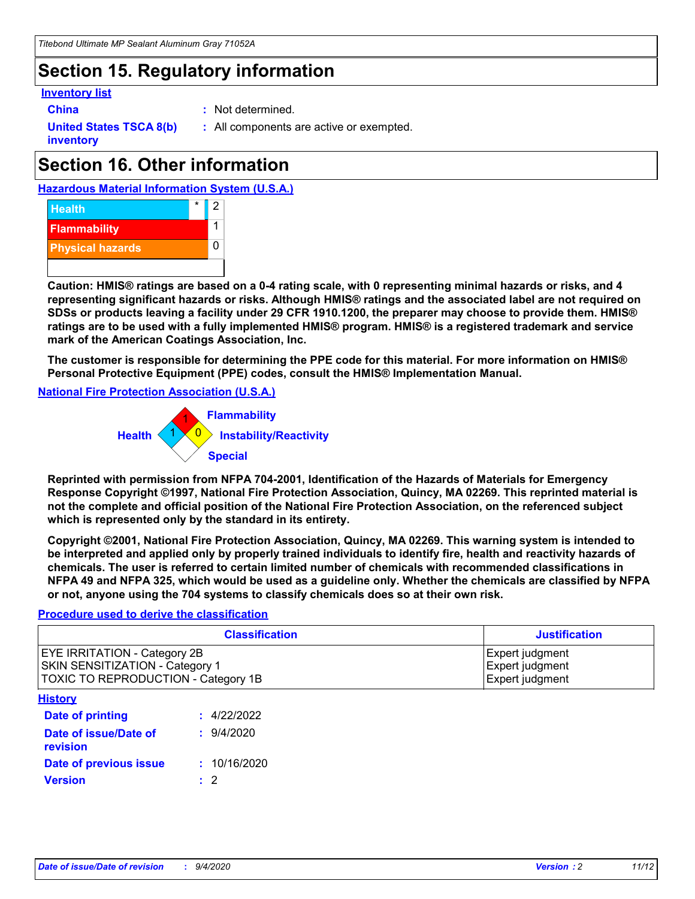# Section 15. Regulatory information

**Inventory list**

**China** : Not determined.

**United States TSCA 8(b) inventory** : All components are active or exempted.

# Section 16. Other information

**Hazardous Material Information System (U.S.A.)**

| | | |
|---|---|---|
| Health | * | 2 |
| Flammability | | 1 |
| Physical hazards | | 0 |
| | | |

**Caution: HMIS® ratings are based on a 0-4 rating scale, with 0 representing minimal hazards or risks, and 4 representing significant hazards or risks. Although HMIS® ratings and the associated label are not required on SDSs or products leaving a facility under 29 CFR 1910.1200, the preparer may choose to provide them. HMIS® ratings are to be used with a fully implemented HMIS® program. HMIS® is a registered trademark and service mark of the American Coatings Association, Inc.**

**The customer is responsible for determining the PPE code for this material. For more information on HMIS® Personal Protective Equipment (PPE) codes, consult the HMIS® Implementation Manual.**

**National Fire Protection Association (U.S.A.)**

Flammability: 1
Health: 1
Instability/Reactivity: 0
Special:

**Reprinted with permission from NFPA 704-2001, Identification of the Hazards of Materials for Emergency Response Copyright ©1997, National Fire Protection Association, Quincy, MA 02269. This reprinted material is not the complete and official position of the National Fire Protection Association, on the referenced subject which is represented only by the standard in its entirety.**

**Copyright ©2001, National Fire Protection Association, Quincy, MA 02269. This warning system is intended to be interpreted and applied only by properly trained individuals to identify fire, health and reactivity hazards of chemicals. The user is referred to certain limited number of chemicals with recommended classifications in NFPA 49 and NFPA 325, which would be used as a guideline only. Whether the chemicals are classified by NFPA or not, anyone using the 704 systems to classify chemicals does so at their own risk.**

**Procedure used to derive the classification**

| Classification | Justification |
|---|---|
| EYE IRRITATION - Category 2B | Expert judgment |
| SKIN SENSITIZATION - Category 1 | Expert judgment |
| TOXIC TO REPRODUCTION - Category 1B | Expert judgment |

**History**

**Date of printing** : 4/22/2022

**Date of issue/Date of revision** : 9/4/2020

**Date of previous issue** : 10/16/2020

**Version** : 2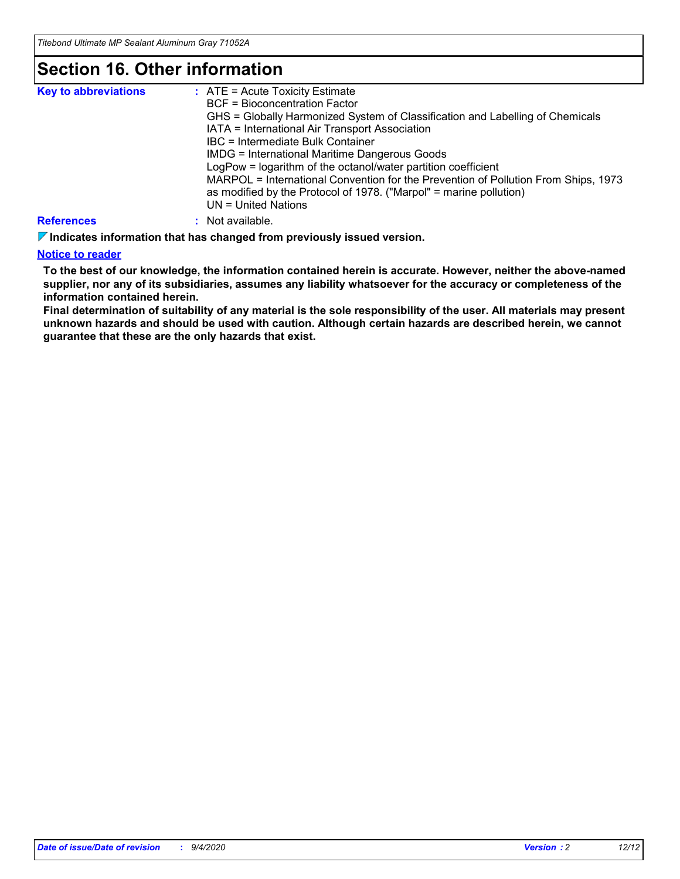# Section 16. Other information

**Key to abbreviations** : ATE = Acute Toxicity Estimate
BCF = Bioconcentration Factor
GHS = Globally Harmonized System of Classification and Labelling of Chemicals
IATA = International Air Transport Association
IBC = Intermediate Bulk Container
IMDG = International Maritime Dangerous Goods
LogPow = logarithm of the octanol/water partition coefficient
MARPOL = International Convention for the Prevention of Pollution From Ships, 1973 as modified by the Protocol of 1978. ("Marpol" = marine pollution)
UN = United Nations

**References** : Not available.

**Indicates information that has changed from previously issued version.**

**Notice to reader**

**To the best of our knowledge, the information contained herein is accurate. However, neither the above-named supplier, nor any of its subsidiaries, assumes any liability whatsoever for the accuracy or completeness of the information contained herein.**

**Final determination of suitability of any material is the sole responsibility of the user. All materials may present unknown hazards and should be used with caution. Although certain hazards are described herein, we cannot guarantee that these are the only hazards that exist.**